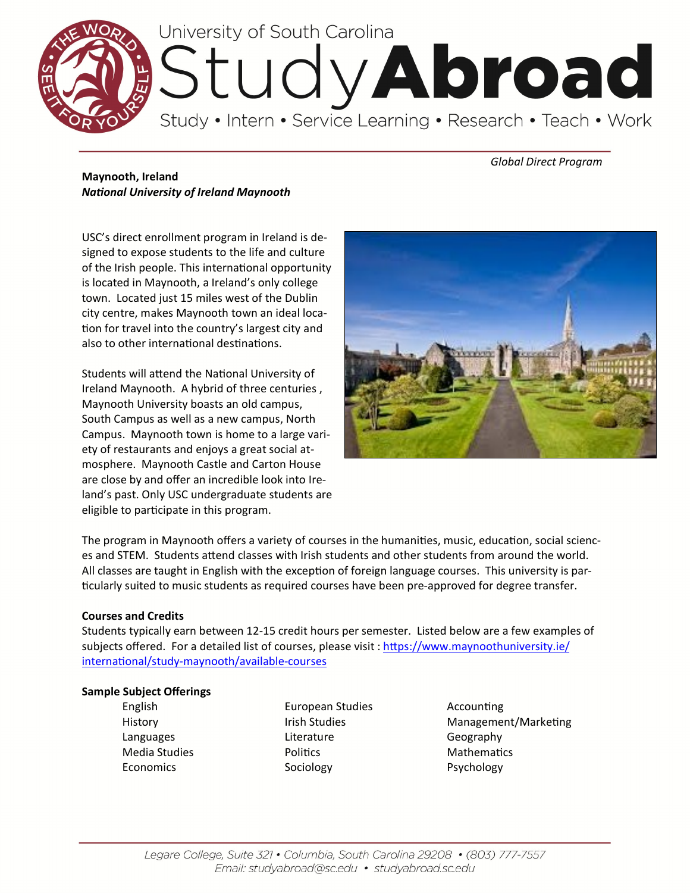# University of South Carolina Study Abroad

Study • Intern • Service Learning • Research • Teach • Work

*Global Direct Program*

**Maynooth, Ireland**
***National University of Ireland Maynooth***

USC's direct enrollment program in Ireland is designed to expose students to the life and culture of the Irish people. This international opportunity is located in Maynooth, a Ireland's only college town. Located just 15 miles west of the Dublin city centre, makes Maynooth town an ideal location for travel into the country's largest city and also to other international destinations.

Students will attend the National University of Ireland Maynooth. A hybrid of three centuries , Maynooth University boasts an old campus, South Campus as well as a new campus, North Campus. Maynooth town is home to a large variety of restaurants and enjoys a great social atmosphere. Maynooth Castle and Carton House are close by and offer an incredible look into Ireland's past. Only USC undergraduate students are eligible to participate in this program.

The program in Maynooth offers a variety of courses in the humanities, music, education, social sciences and STEM. Students attend classes with Irish students and other students from around the world. All classes are taught in English with the exception of foreign language courses. This university is particularly suited to music students as required courses have been pre-approved for degree transfer.

**Courses and Credits**

Students typically earn between 12-15 credit hours per semester. Listed below are a few examples of subjects offered. For a detailed list of courses, please visit : https://www.maynoothuniversity.ie/international/study-maynooth/available-courses

**Sample Subject Offerings**

- English
- History
- Languages
- Media Studies
- Economics
- European Studies
- Irish Studies
- Literature
- Politics
- Sociology
- Accounting
- Management/Marketing
- Geography
- Mathematics
- Psychology

Legare College, Suite 321 • Columbia, South Carolina 29208 • (803) 777-7557
Email: studyabroad@sc.edu • studyabroad.sc.edu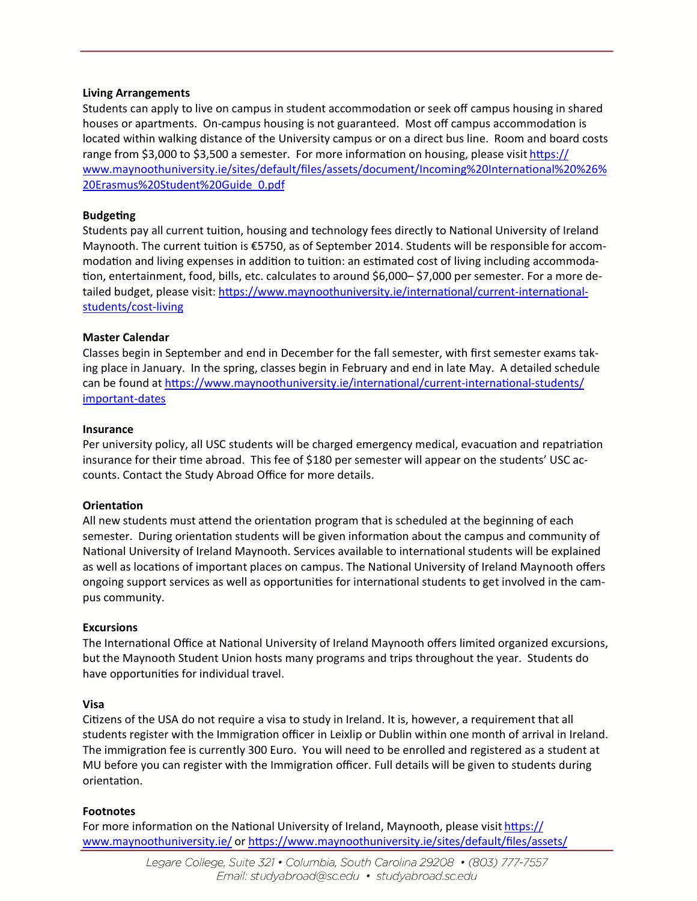**Living Arrangements**

Students can apply to live on campus in student accommodation or seek off campus housing in shared houses or apartments. On-campus housing is not guaranteed. Most off campus accommodation is located within walking distance of the University campus or on a direct bus line. Room and board costs range from $3,000 to $3,500 a semester. For more information on housing, please visit https://www.maynoothuniversity.ie/sites/default/files/assets/document/Incoming%20International%20%26%20Erasmus%20Student%20Guide_0.pdf

**Budgeting**

Students pay all current tuition, housing and technology fees directly to National University of Ireland Maynooth. The current tuition is €5750, as of September 2014. Students will be responsible for accommodation and living expenses in addition to tuition: an estimated cost of living including accommodation, entertainment, food, bills, etc. calculates to around $6,000– $7,000 per semester. For a more detailed budget, please visit: https://www.maynoothuniversity.ie/international/current-international-students/cost-living

**Master Calendar**

Classes begin in September and end in December for the fall semester, with first semester exams taking place in January. In the spring, classes begin in February and end in late May. A detailed schedule can be found at https://www.maynoothuniversity.ie/international/current-international-students/important-dates

**Insurance**

Per university policy, all USC students will be charged emergency medical, evacuation and repatriation insurance for their time abroad. This fee of $180 per semester will appear on the students' USC accounts. Contact the Study Abroad Office for more details.

**Orientation**

All new students must attend the orientation program that is scheduled at the beginning of each semester. During orientation students will be given information about the campus and community of National University of Ireland Maynooth. Services available to international students will be explained as well as locations of important places on campus. The National University of Ireland Maynooth offers ongoing support services as well as opportunities for international students to get involved in the campus community.

**Excursions**

The International Office at National University of Ireland Maynooth offers limited organized excursions, but the Maynooth Student Union hosts many programs and trips throughout the year. Students do have opportunities for individual travel.

**Visa**

Citizens of the USA do not require a visa to study in Ireland. It is, however, a requirement that all students register with the Immigration officer in Leixlip or Dublin within one month of arrival in Ireland. The immigration fee is currently 300 Euro. You will need to be enrolled and registered as a student at MU before you can register with the Immigration officer. Full details will be given to students during orientation.

**Footnotes**

For more information on the National University of Ireland, Maynooth, please visit https://www.maynoothuniversity.ie/ or https://www.maynoothuniversity.ie/sites/default/files/assets/

Legare College, Suite 321 • Columbia, South Carolina 29208 • (803) 777-7557
Email: studyabroad@sc.edu • studyabroad.sc.edu